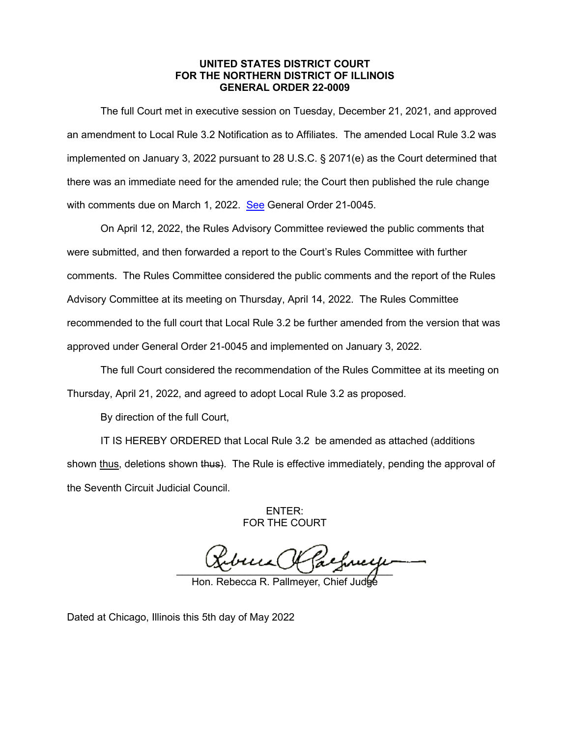**UNITED STATES DISTRICT COURT**
**FOR THE NORTHERN DISTRICT OF ILLINOIS**
**GENERAL ORDER 22-0009**

The full Court met in executive session on Tuesday, December 21, 2021, and approved an amendment to Local Rule 3.2 Notification as to Affiliates. The amended Local Rule 3.2 was implemented on January 3, 2022 pursuant to 28 U.S.C. § 2071(e) as the Court determined that there was an immediate need for the amended rule; the Court then published the rule change with comments due on March 1, 2022. See General Order 21-0045.

On April 12, 2022, the Rules Advisory Committee reviewed the public comments that were submitted, and then forwarded a report to the Court's Rules Committee with further comments. The Rules Committee considered the public comments and the report of the Rules Advisory Committee at its meeting on Thursday, April 14, 2022. The Rules Committee recommended to the full court that Local Rule 3.2 be further amended from the version that was approved under General Order 21-0045 and implemented on January 3, 2022.

The full Court considered the recommendation of the Rules Committee at its meeting on Thursday, April 21, 2022, and agreed to adopt Local Rule 3.2 as proposed.

By direction of the full Court,

IT IS HEREBY ORDERED that Local Rule 3.2 be amended as attached (additions shown <u>thus</u>, deletions shown ~~thus~~). The Rule is effective immediately, pending the approval of the Seventh Circuit Judicial Council.

ENTER:
FOR THE COURT

Hon. Rebecca R. Pallmeyer, Chief Judge

Dated at Chicago, Illinois this 5th day of May 2022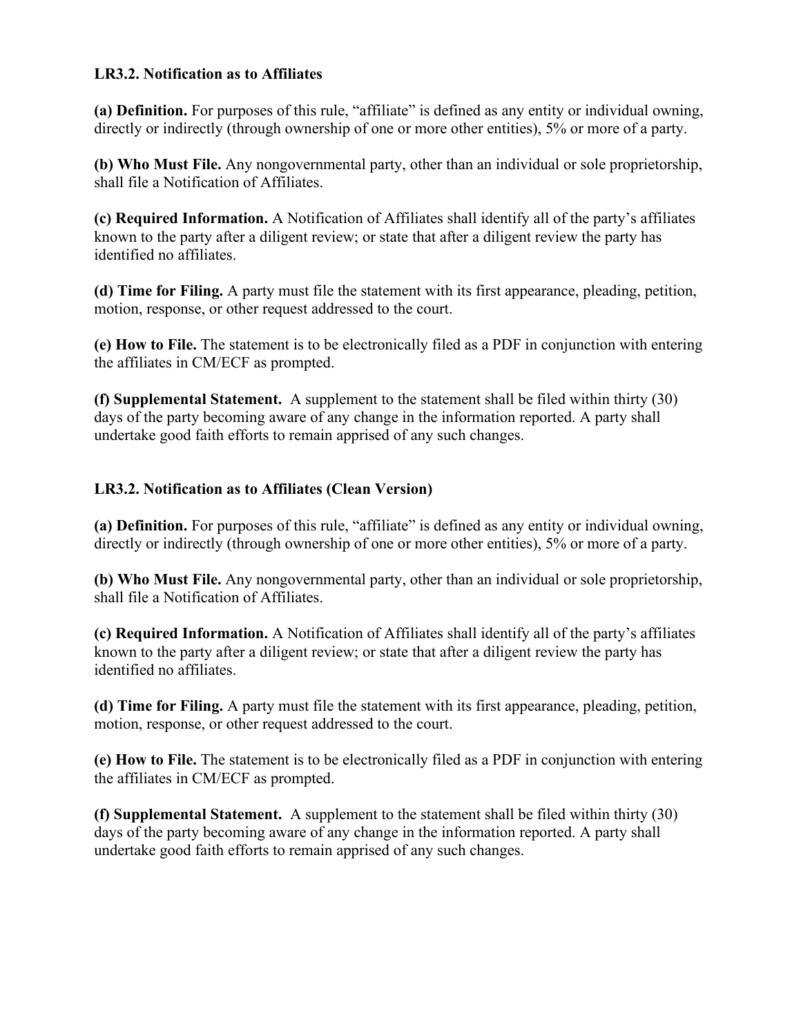**LR3.2. Notification as to Affiliates**

**(a) Definition.** For purposes of this rule, "affiliate" is defined as any entity or individual owning, directly or indirectly (through ownership of one or more other entities), 5% or more of a party.

**(b) Who Must File.** Any nongovernmental party, other than an individual or sole proprietorship, shall file a Notification of Affiliates.

**(c) Required Information.** A Notification of Affiliates shall identify all of the party's affiliates known to the party after a diligent review; or state that after a diligent review the party has identified no affiliates.

**(d) Time for Filing.** A party must file the statement with its first appearance, pleading, petition, motion, response, or other request addressed to the court.

**(e) How to File.** The statement is to be electronically filed as a PDF in conjunction with entering the affiliates in CM/ECF as prompted.

**(f) Supplemental Statement.** A supplement to the statement shall be filed within thirty (30) days of the party becoming aware of any change in the information reported. A party shall undertake good faith efforts to remain apprised of any such changes.

**LR3.2. Notification as to Affiliates (Clean Version)**

**(a) Definition.** For purposes of this rule, "affiliate" is defined as any entity or individual owning, directly or indirectly (through ownership of one or more other entities), 5% or more of a party.

**(b) Who Must File.** Any nongovernmental party, other than an individual or sole proprietorship, shall file a Notification of Affiliates.

**(c) Required Information.** A Notification of Affiliates shall identify all of the party's affiliates known to the party after a diligent review; or state that after a diligent review the party has identified no affiliates.

**(d) Time for Filing.** A party must file the statement with its first appearance, pleading, petition, motion, response, or other request addressed to the court.

**(e) How to File.** The statement is to be electronically filed as a PDF in conjunction with entering the affiliates in CM/ECF as prompted.

**(f) Supplemental Statement.** A supplement to the statement shall be filed within thirty (30) days of the party becoming aware of any change in the information reported. A party shall undertake good faith efforts to remain apprised of any such changes.